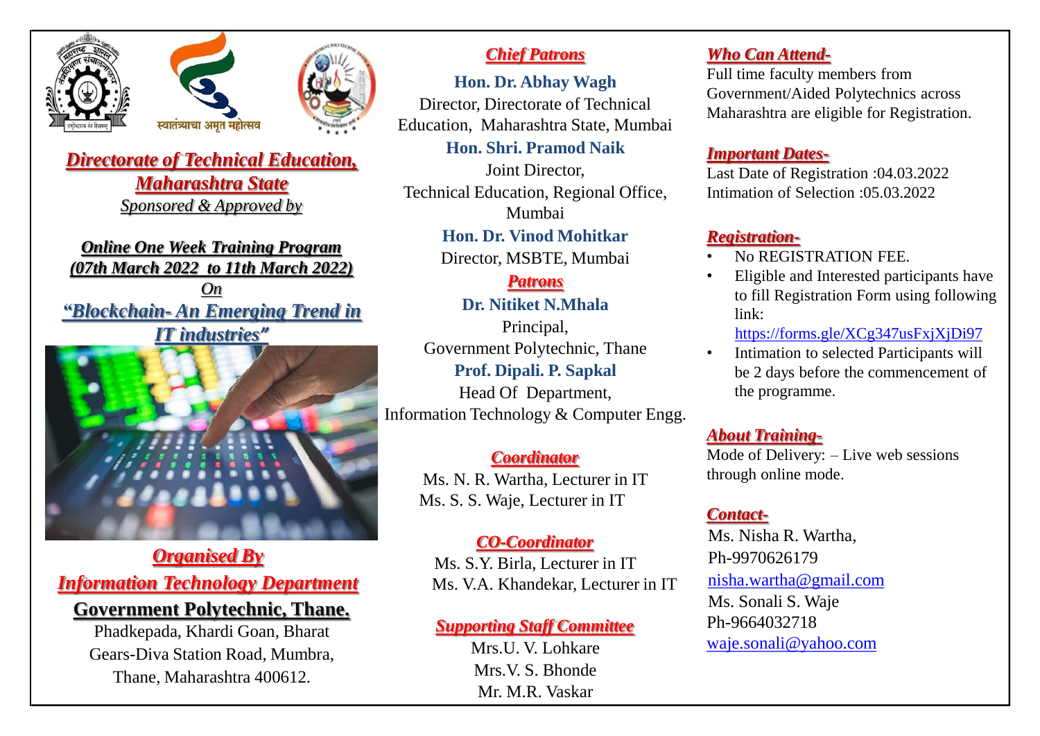स्वातंत्र्याचा अमृत महोत्सव

## *Directorate of Technical Education, Maharashtra State*

*Sponsored & Approved by*

### *Online One Week Training Program (07th March 2022 to 11th March 2022)*

*On*

## *"Blockchain- An Emerging Trend in IT industries"*

### *Organised By*

### *Information Technology Department*

**Government Polytechnic, Thane.**

Phadkepada, Khardi Goan, Bharat Gears-Diva Station Road, Mumbra, Thane, Maharashtra 400612.

### *Chief Patrons*

**Hon. Dr. Abhay Wagh**
Director, Directorate of Technical Education, Maharashtra State, Mumbai

**Hon. Shri. Pramod Naik**
Joint Director, Technical Education, Regional Office, Mumbai

**Hon. Dr. Vinod Mohitkar**
Director, MSBTE, Mumbai

### *Patrons*

**Dr. Nitiket N.Mhala**
Principal, Government Polytechnic, Thane

**Prof. Dipali. P. Sapkal**
Head Of Department, Information Technology & Computer Engg.

### *Coordinator*

Ms. N. R. Wartha, Lecturer in IT
Ms. S. S. Waje, Lecturer in IT

### *CO-Coordinator*

Ms. S.Y. Birla, Lecturer in IT
Ms. V.A. Khandekar, Lecturer in IT

### *Supporting Staff Committee*

Mrs.U. V. Lohkare
Mrs.V. S. Bhonde
Mr. M.R. Vaskar

### *Who Can Attend-*

Full time faculty members from Government/Aided Polytechnics across Maharashtra are eligible for Registration.

### *Important Dates-*

Last Date of Registration :04.03.2022
Intimation of Selection :05.03.2022

### *Registration-*

- No REGISTRATION FEE.
- Eligible and Interested participants have to fill Registration Form using following link:
  https://forms.gle/XCg347usFxjXjDi97
- Intimation to selected Participants will be 2 days before the commencement of the programme.

### *About Training-*

Mode of Delivery: – Live web sessions through online mode.

### *Contact-*

Ms. Nisha R. Wartha,
Ph-9970626179
nisha.wartha@gmail.com
Ms. Sonali S. Waje
Ph-9664032718
waje.sonali@yahoo.com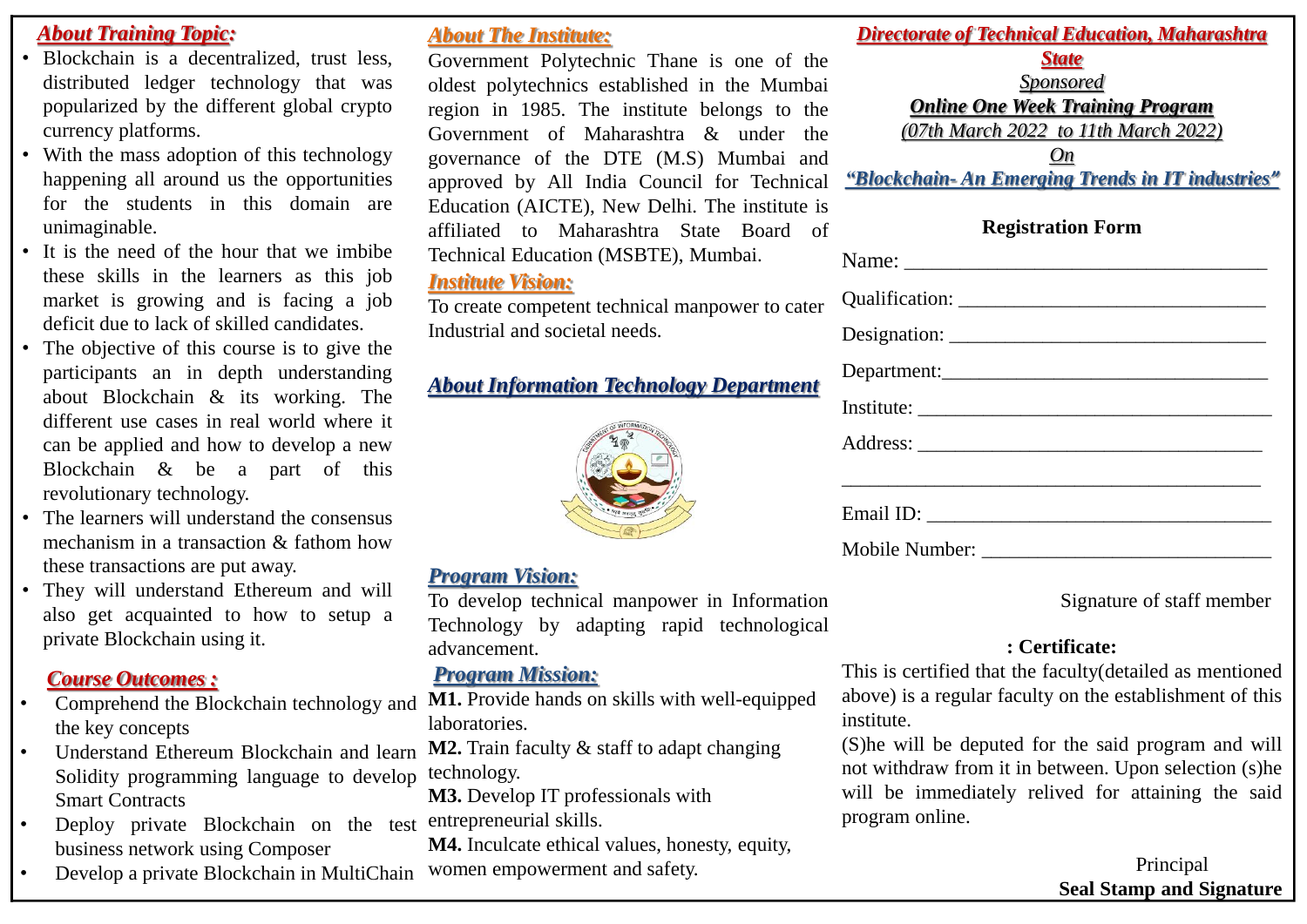## About Training Topic:

- Blockchain is a decentralized, trust less, distributed ledger technology that was popularized by the different global crypto currency platforms.
- With the mass adoption of this technology happening all around us the opportunities for the students in this domain are unimaginable.
- It is the need of the hour that we imbibe these skills in the learners as this job market is growing and is facing a job deficit due to lack of skilled candidates.
- The objective of this course is to give the participants an in depth understanding about Blockchain & its working. The different use cases in real world where it can be applied and how to develop a new Blockchain & be a part of this revolutionary technology.
- The learners will understand the consensus mechanism in a transaction & fathom how these transactions are put away.
- They will understand Ethereum and will also get acquainted to how to setup a private Blockchain using it.

## Course Outcomes :

- Comprehend the Blockchain technology and the key concepts
- Understand Ethereum Blockchain and learn Solidity programming language to develop Smart Contracts
- Deploy private Blockchain on the test business network using Composer
- Develop a private Blockchain in MultiChain

## About The Institute:

Government Polytechnic Thane is one of the oldest polytechnics established in the Mumbai region in 1985. The institute belongs to the Government of Maharashtra & under the governance of the DTE (M.S) Mumbai and approved by All India Council for Technical Education (AICTE), New Delhi. The institute is affiliated to Maharashtra State Board of Technical Education (MSBTE), Mumbai.

## Institute Vision:

To create competent technical manpower to cater Industrial and societal needs.

## About Information Technology Department

## Program Vision:

To develop technical manpower in Information Technology by adapting rapid technological advancement.

## Program Mission:

**M1.** Provide hands on skills with well-equipped laboratories.

**M2.** Train faculty & staff to adapt changing technology.

**M3.** Develop IT professionals with entrepreneurial skills.

**M4.** Inculcate ethical values, honesty, equity, women empowerment and safety.

## Directorate of Technical Education, Maharashtra State

*Sponsored*

***Online One Week Training Program***

*(07th March 2022 to 11th March 2022)*

*On*

***"Blockchain- An Emerging Trends in IT industries"***

**Registration Form**

Name: ____________________________________

Qualification: ______________________________

Designation: _______________________________

Department:________________________________

Institute: __________________________________

Address: __________________________________

__________________________________________

Email ID: _________________________________

Mobile Number: ____________________________

Signature of staff member

**: Certificate:**

This is certified that the faculty(detailed as mentioned above) is a regular faculty on the establishment of this institute.

(S)he will be deputed for the said program and will not withdraw from it in between. Upon selection (s)he will be immediately relived for attaining the said program online.

Principal

**Seal Stamp and Signature**